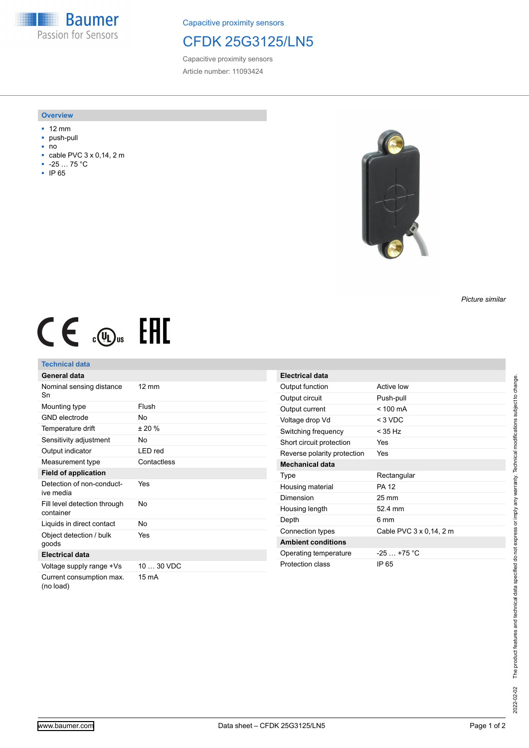Capacitive proximity sensors

# CFDK 25G3125/LN5

Capacitive proximity sensors

Article number: 11093424

## Overview

- 12 mm
- push-pull
- no
- cable PVC 3 x 0,14, 2 m
- -25 … 75 °C
- IP 65

*Picture similar*

## Technical data

| General data | |
|---|---|
| Nominal sensing distance Sn | 12 mm |
| Mounting type | Flush |
| GND electrode | No |
| Temperature drift | ± 20 % |
| Sensitivity adjustment | No |
| Output indicator | LED red |
| Measurement type | Contactless |
| **Field of application** | |
| Detection of non-conductive media | Yes |
| Fill level detection through container | No |
| Liquids in direct contact | No |
| Object detection / bulk goods | Yes |
| **Electrical data** | |
| Voltage supply range +Vs | 10 … 30 VDC |
| Current consumption max. (no load) | 15 mA |

| Electrical data | |
|---|---|
| Output function | Active low |
| Output circuit | Push-pull |
| Output current | < 100 mA |
| Voltage drop Vd | < 3 VDC |
| Switching frequency | < 35 Hz |
| Short circuit protection | Yes |
| Reverse polarity protection | Yes |
| **Mechanical data** | |
| Type | Rectangular |
| Housing material | PA 12 |
| Dimension | 25 mm |
| Housing length | 52.4 mm |
| Depth | 6 mm |
| Connection types | Cable PVC 3 x 0,14, 2 m |
| **Ambient conditions** | |
| Operating temperature | -25 … +75 °C |
| Protection class | IP 65 |

The product features and technical data specified do not express or imply any warranty. Technical modifications subject to change.

2022-02-02

www.baumer.com — Data sheet – CFDK 25G3125/LN5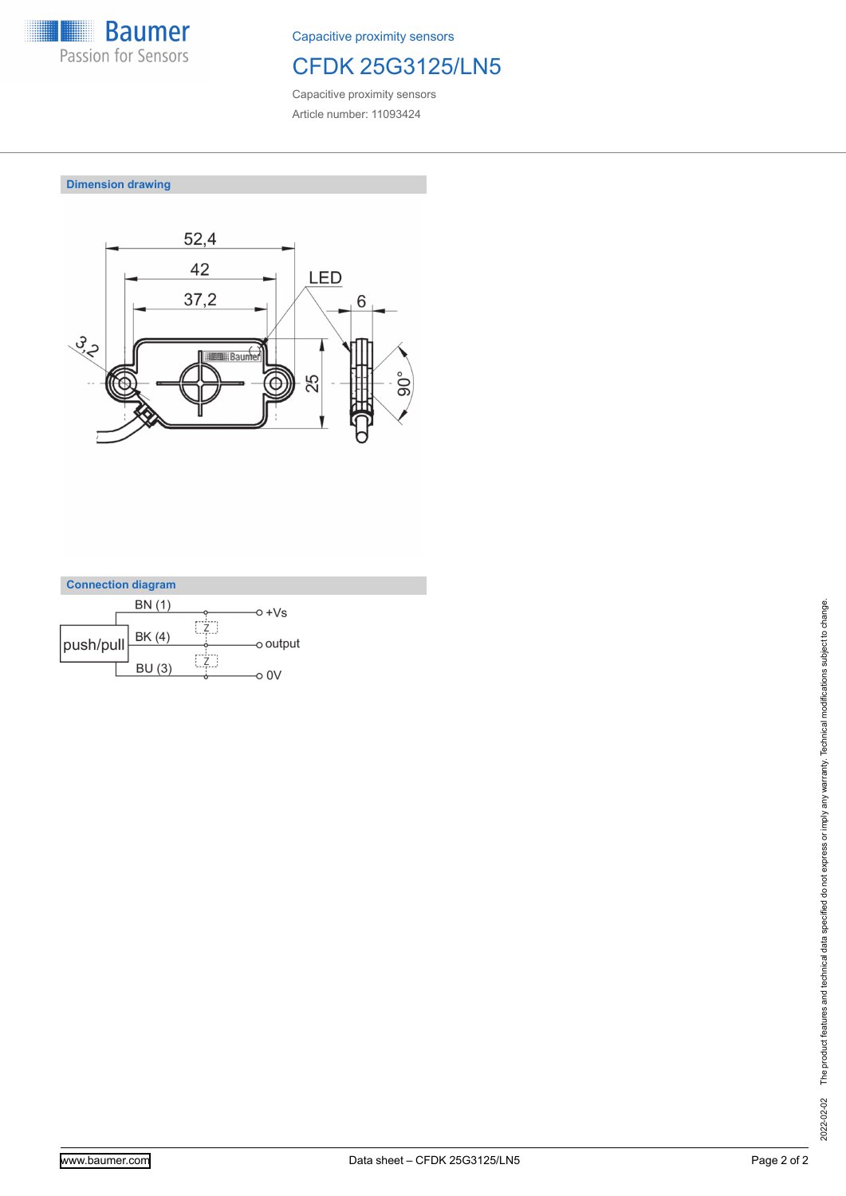Capacitive proximity sensors

# CFDK 25G3125/LN5

Capacitive proximity sensors

Article number: 11093424

## Dimension drawing

52,4
42
37,2
LED
6
3,2
25
90°

## Connection diagram

push/pull
BN (1)
BK (4)
BU (3)
+Vs
output
0V
Z
Z

The product features and technical data specified do not express or imply any warranty. Technical modifications subject to change.

2022-02-02

www.baumer.com

Data sheet – CFDK 25G3125/LN5